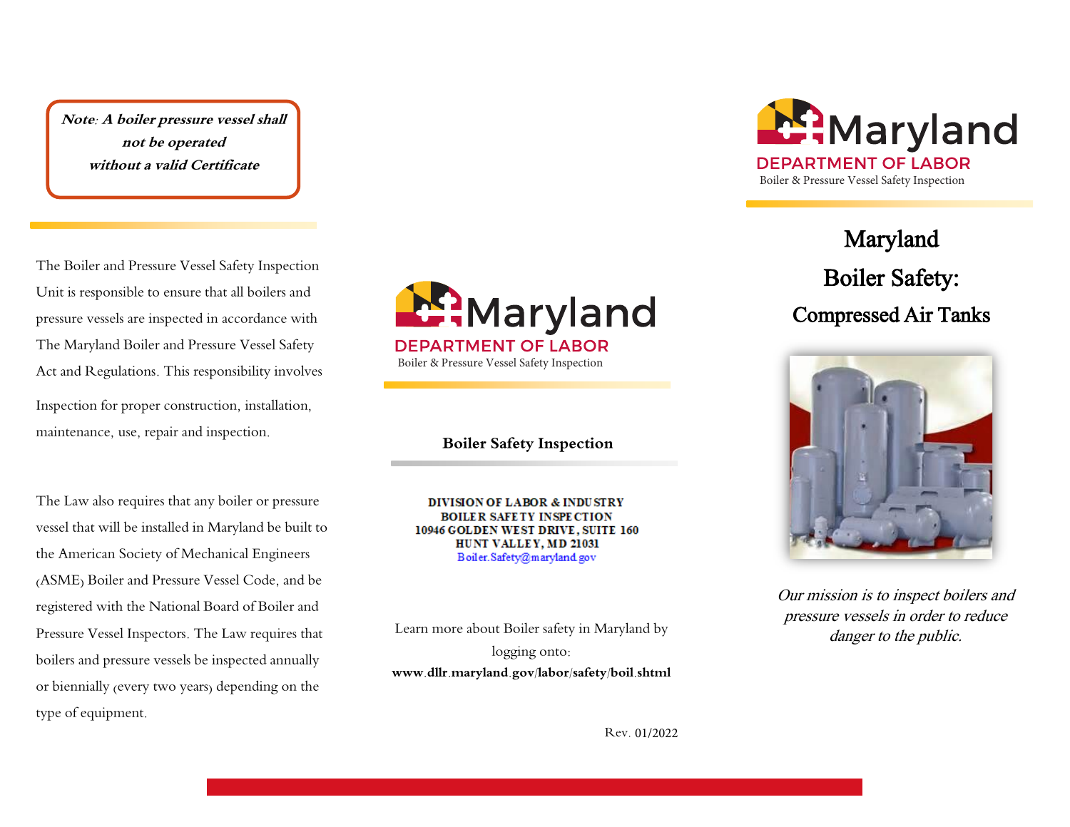**Note: A boiler pressure vessel shall not be operated without a valid Certificate**

The Boiler and Pressure Vessel Safety Inspection Unit is responsible to ensure that all boilers and pressure vessels are inspected in accordance with The Maryland Boiler and Pressure Vessel Safety Act and Regulations. This responsibility involves Inspection for proper construction, installation, maintenance, use, repair and inspection.

The Law also requires that any boiler or pressure vessel that will be installed in Maryland be built to the American Society of Mechanical Engineers (ASME) Boiler and Pressure Vessel Code, and be registered with the National Board of Boiler and Pressure Vessel Inspectors. The Law requires that boilers and pressure vessels be inspected annually or biennially (every two years) depending on the type of equipment.

Maryland
DEPARTMENT OF LABOR
Boiler & Pressure Vessel Safety Inspection

**Boiler Safety Inspection**

**DIVISION OF LABOR & INDUSTRY**
**BOILER SAFETY INSPECTION**
**10946 GOLDEN WEST DRIVE, SUITE 160**
**HUNT VALLEY, MD 21031**
Boiler.Safety@maryland.gov

Learn more about Boiler safety in Maryland by logging onto:
**www.dllr.maryland.gov/labor/safety/boil.shtml**

Rev. 01/2022

Maryland
DEPARTMENT OF LABOR
Boiler & Pressure Vessel Safety Inspection

# Maryland Boiler Safety:
## Compressed Air Tanks

*Our mission is to inspect boilers and pressure vessels in order to reduce danger to the public.*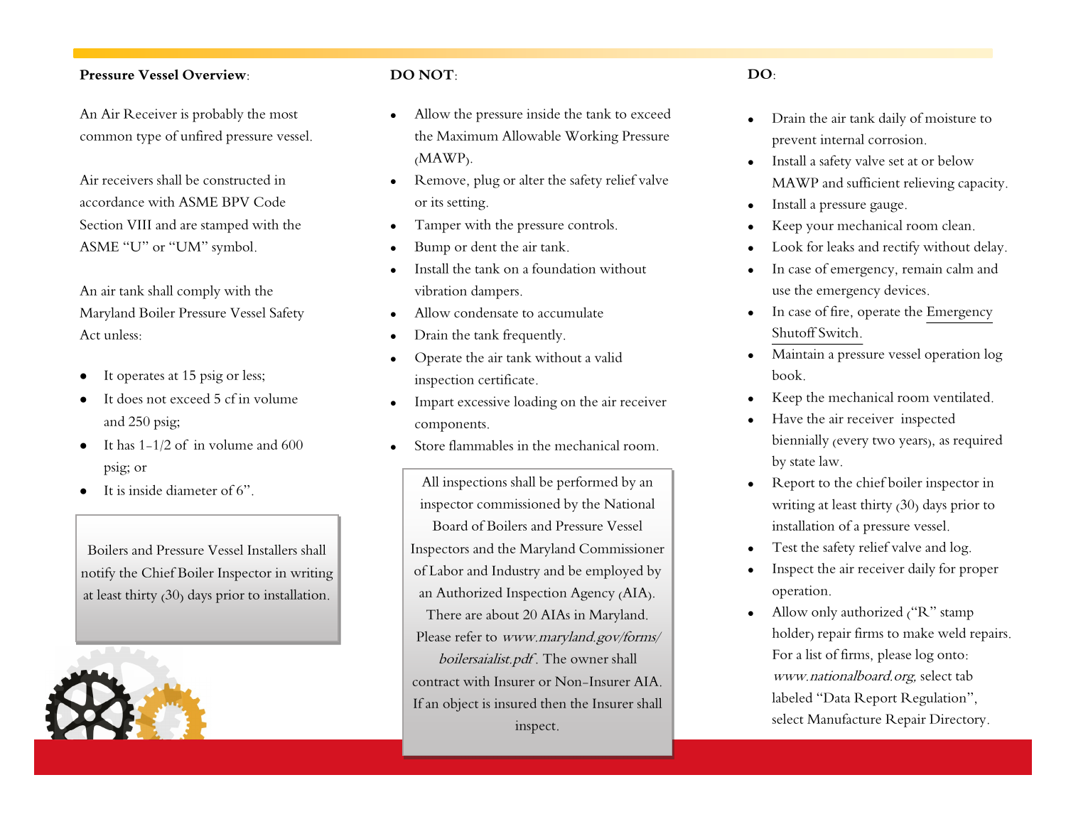**Pressure Vessel Overview**:

An Air Receiver is probably the most common type of unfired pressure vessel.

Air receivers shall be constructed in accordance with ASME BPV Code Section VIII and are stamped with the ASME "U" or "UM" symbol.

An air tank shall comply with the Maryland Boiler Pressure Vessel Safety Act unless:

- It operates at 15 psig or less;
- It does not exceed 5 cf in volume and 250 psig;
- It has 1-1/2 of in volume and 600 psig; or
- It is inside diameter of 6".

Boilers and Pressure Vessel Installers shall notify the Chief Boiler Inspector in writing at least thirty (30) days prior to installation.

**DO NOT**:

- Allow the pressure inside the tank to exceed the Maximum Allowable Working Pressure (MAWP).
- Remove, plug or alter the safety relief valve or its setting.
- Tamper with the pressure controls.
- Bump or dent the air tank.
- Install the tank on a foundation without vibration dampers.
- Allow condensate to accumulate
- Drain the tank frequently.
- Operate the air tank without a valid inspection certificate.
- Impart excessive loading on the air receiver components.
- Store flammables in the mechanical room.

All inspections shall be performed by an inspector commissioned by the National Board of Boilers and Pressure Vessel Inspectors and the Maryland Commissioner of Labor and Industry and be employed by an Authorized Inspection Agency (AIA). There are about 20 AIAs in Maryland. Please refer to *www.maryland.gov/forms/boilersaialist.pdf*. The owner shall contract with Insurer or Non-Insurer AIA. If an object is insured then the Insurer shall inspect.

**DO**:

- Drain the air tank daily of moisture to prevent internal corrosion.
- Install a safety valve set at or below MAWP and sufficient relieving capacity.
- Install a pressure gauge.
- Keep your mechanical room clean.
- Look for leaks and rectify without delay.
- In case of emergency, remain calm and use the emergency devices.
- In case of fire, operate the Emergency Shutoff Switch.
- Maintain a pressure vessel operation log book.
- Keep the mechanical room ventilated.
- Have the air receiver inspected biennially (every two years), as required by state law.
- Report to the chief boiler inspector in writing at least thirty (30) days prior to installation of a pressure vessel.
- Test the safety relief valve and log.
- Inspect the air receiver daily for proper operation.
- Allow only authorized ("R" stamp holder) repair firms to make weld repairs. For a list of firms, please log onto: *www.nationalboard.org*, select tab labeled "Data Report Regulation", select Manufacture Repair Directory.